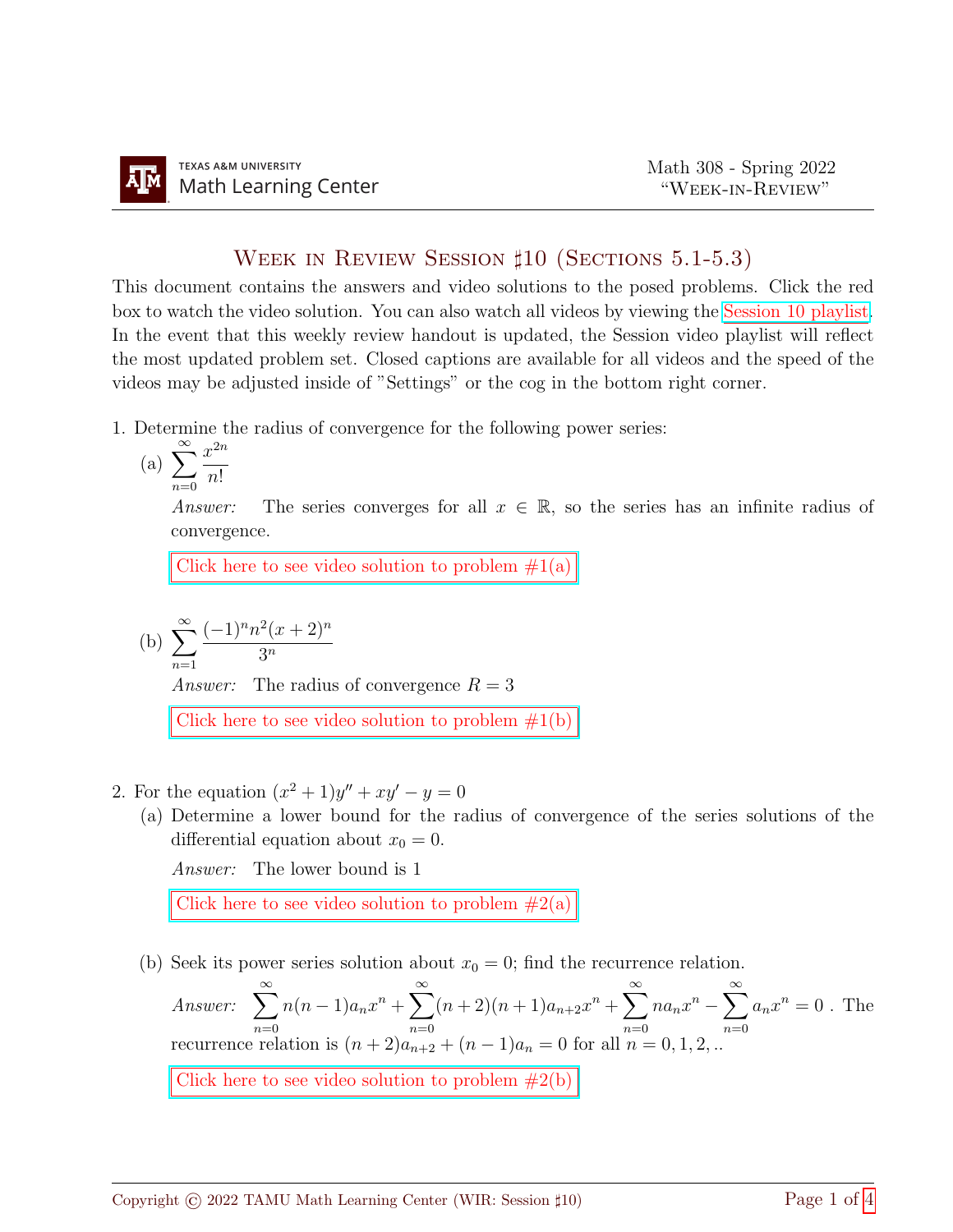Texas A&M University Math Learning Center

Math 308 - Spring 2022
"Week-in-Review"

# Week in Review Session ♯10 (Sections 5.1-5.3)

This document contains the answers and video solutions to the posed problems. Click the red box to watch the video solution. You can also watch all videos by viewing the Session 10 playlist. In the event that this weekly review handout is updated, the Session video playlist will reflect the most updated problem set. Closed captions are available for all videos and the speed of the videos may be adjusted inside of "Settings" or the cog in the bottom right corner.

1. Determine the radius of convergence for the following power series:

   (a) $\displaystyle\sum_{n=0}^{\infty} \frac{x^{2n}}{n!}$

   *Answer:* The series converges for all $x \in \mathbb{R}$, so the series has an infinite radius of convergence.

   Click here to see video solution to problem #1(a)

   (b) $\displaystyle\sum_{n=1}^{\infty} \frac{(-1)^n n^2 (x+2)^n}{3^n}$

   *Answer:* The radius of convergence $R = 3$

   Click here to see video solution to problem #1(b)

2. For the equation $(x^2+1)y'' + xy' - y = 0$

   (a) Determine a lower bound for the radius of convergence of the series solutions of the differential equation about $x_0 = 0$.

   *Answer:* The lower bound is 1

   Click here to see video solution to problem #2(a)

   (b) Seek its power series solution about $x_0 = 0$; find the recurrence relation.

   *Answer:* $\displaystyle\sum_{n=0}^{\infty} n(n-1)a_n x^n + \sum_{n=0}^{\infty}(n+2)(n+1)a_{n+2}x^n + \sum_{n=0}^{\infty} n a_n x^n - \sum_{n=0}^{\infty} a_n x^n = 0$ . The recurrence relation is $(n+2)a_{n+2} + (n-1)a_n = 0$ for all $n = 0, 1, 2, ..$

   Click here to see video solution to problem #2(b)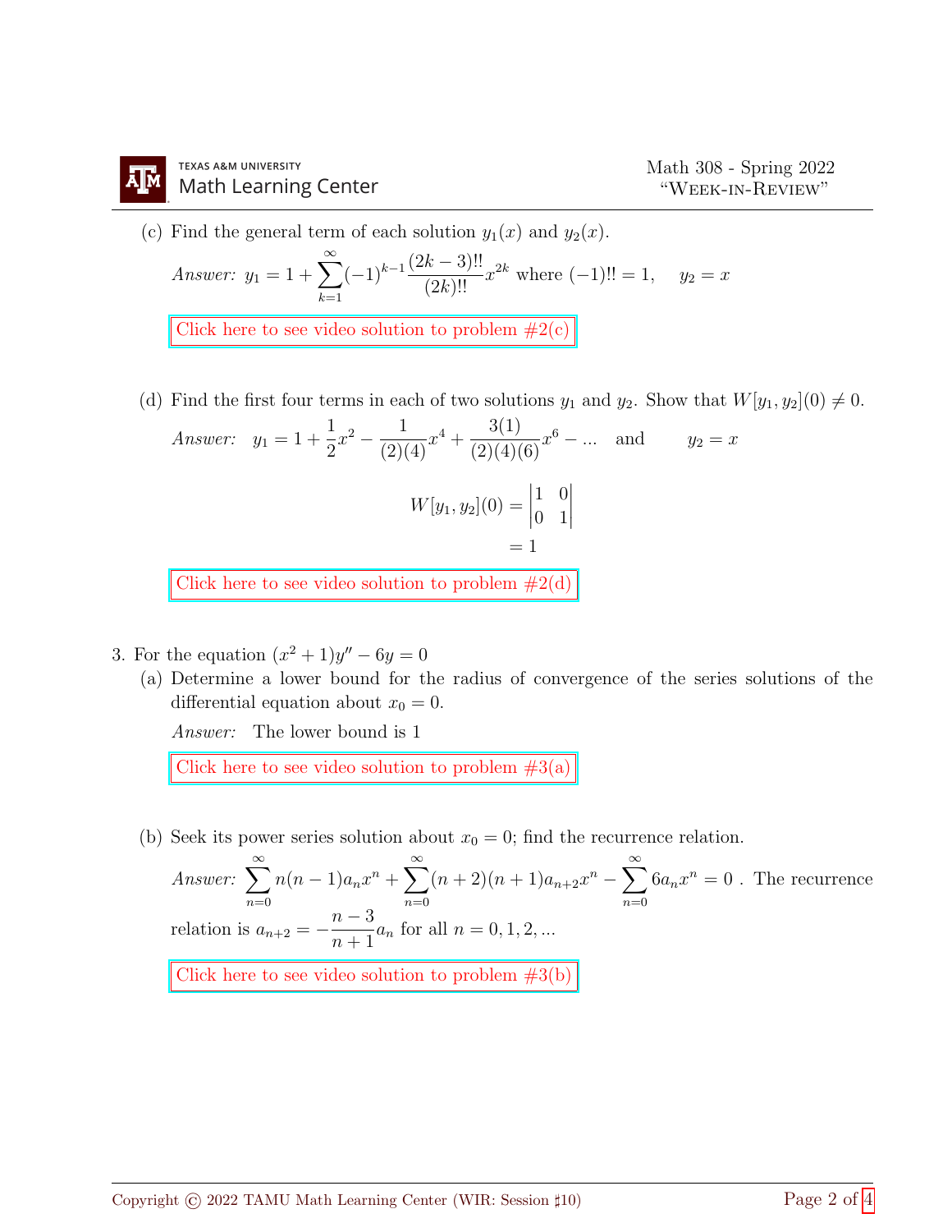(c) Find the general term of each solution $y_1(x)$ and $y_2(x)$.

*Answer:* $y_1 = 1 + \sum_{k=1}^{\infty} (-1)^{k-1} \frac{(2k-3)!!}{(2k)!!} x^{2k}$ where $(-1)!! = 1$, $\quad y_2 = x$

Click here to see video solution to problem #2(c)

(d) Find the first four terms in each of two solutions $y_1$ and $y_2$. Show that $W[y_1, y_2](0) \neq 0$.

*Answer:* $y_1 = 1 + \frac{1}{2}x^2 - \frac{1}{(2)(4)}x^4 + \frac{3(1)}{(2)(4)(6)}x^6 - \ldots$ and $\quad y_2 = x$

$$
\begin{aligned}
W[y_1, y_2](0) &= \begin{vmatrix} 1 & 0 \\ 0 & 1 \end{vmatrix} \\
&= 1
\end{aligned}
$$

Click here to see video solution to problem #2(d)

3. For the equation $(x^2 + 1)y'' - 6y = 0$

(a) Determine a lower bound for the radius of convergence of the series solutions of the differential equation about $x_0 = 0$.

*Answer:* The lower bound is 1

Click here to see video solution to problem #3(a)

(b) Seek its power series solution about $x_0 = 0$; find the recurrence relation.

*Answer:* $\sum_{n=0}^{\infty} n(n-1)a_n x^n + \sum_{n=0}^{\infty} (n+2)(n+1)a_{n+2}x^n - \sum_{n=0}^{\infty} 6a_n x^n = 0$ . The recurrence relation is $a_{n+2} = -\frac{n-3}{n+1}a_n$ for all $n = 0, 1, 2, \ldots$

Click here to see video solution to problem #3(b)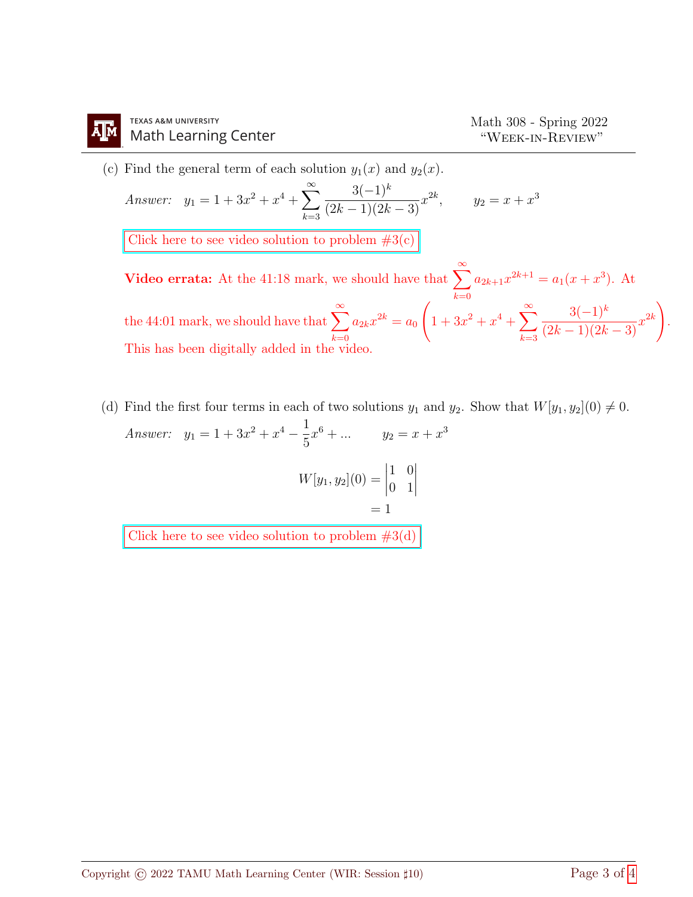(c) Find the general term of each solution $y_1(x)$ and $y_2(x)$.

*Answer:* $\quad y_1 = 1 + 3x^2 + x^4 + \displaystyle\sum_{k=3}^{\infty} \frac{3(-1)^k}{(2k-1)(2k-3)} x^{2k}, \qquad y_2 = x + x^3$

Click here to see video solution to problem #3(c)

**Video errata:** At the 41:18 mark, we should have that $\displaystyle\sum_{k=0}^{\infty} a_{2k+1} x^{2k+1} = a_1(x + x^3)$. At the 44:01 mark, we should have that $\displaystyle\sum_{k=0}^{\infty} a_{2k} x^{2k} = a_0 \left(1 + 3x^2 + x^4 + \sum_{k=3}^{\infty} \frac{3(-1)^k}{(2k-1)(2k-3)} x^{2k}\right)$. This has been digitally added in the video.

(d) Find the first four terms in each of two solutions $y_1$ and $y_2$. Show that $W[y_1, y_2](0) \neq 0$.

*Answer:* $\quad y_1 = 1 + 3x^2 + x^4 - \frac{1}{5}x^6 + \ldots \qquad y_2 = x + x^3$

$$
\begin{aligned}
W[y_1, y_2](0) &= \begin{vmatrix} 1 & 0 \\ 0 & 1 \end{vmatrix} \\
&= 1
\end{aligned}
$$

Click here to see video solution to problem #3(d)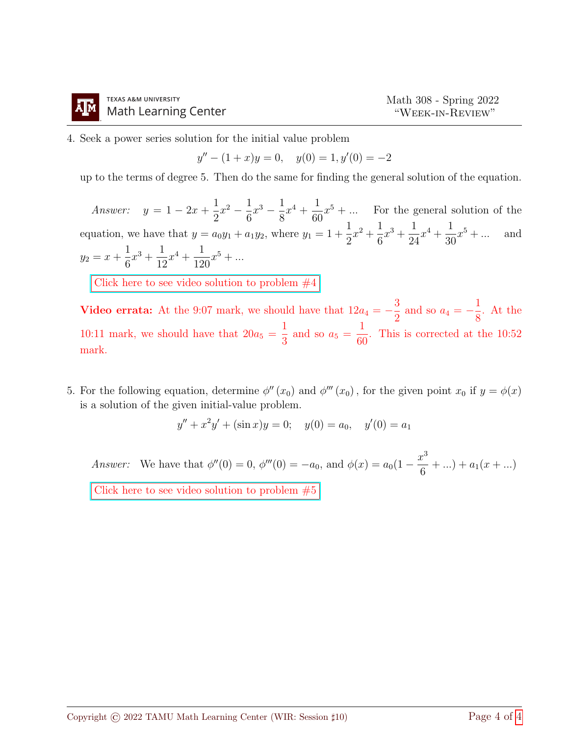4. Seek a power series solution for the initial value problem

$$y'' - (1+x)y = 0, \quad y(0) = 1, y'(0) = -2$$

up to the terms of degree 5. Then do the same for finding the general solution of the equation.

*Answer:* $y = 1 - 2x + \frac{1}{2}x^2 - \frac{1}{6}x^3 - \frac{1}{8}x^4 + \frac{1}{60}x^5 + ...$ For the general solution of the equation, we have that $y = a_0y_1 + a_1y_2$, where $y_1 = 1 + \frac{1}{2}x^2 + \frac{1}{6}x^3 + \frac{1}{24}x^4 + \frac{1}{30}x^5 + ...$ and $y_2 = x + \frac{1}{6}x^3 + \frac{1}{12}x^4 + \frac{1}{120}x^5 + ...$

Click here to see video solution to problem #4

**Video errata:** At the 9:07 mark, we should have that $12a_4 = -\frac{3}{2}$ and so $a_4 = -\frac{1}{8}$. At the 10:11 mark, we should have that $20a_5 = \frac{1}{3}$ and so $a_5 = \frac{1}{60}$. This is corrected at the 10:52 mark.

5. For the following equation, determine $\phi''(x_0)$ and $\phi'''(x_0)$, for the given point $x_0$ if $y = \phi(x)$ is a solution of the given initial-value problem.

$$y'' + x^2y' + (\sin x)y = 0; \quad y(0) = a_0, \quad y'(0) = a_1$$

*Answer:* We have that $\phi''(0) = 0$, $\phi'''(0) = -a_0$, and $\phi(x) = a_0(1 - \frac{x^3}{6} + ...) + a_1(x + ...)$

Click here to see video solution to problem #5